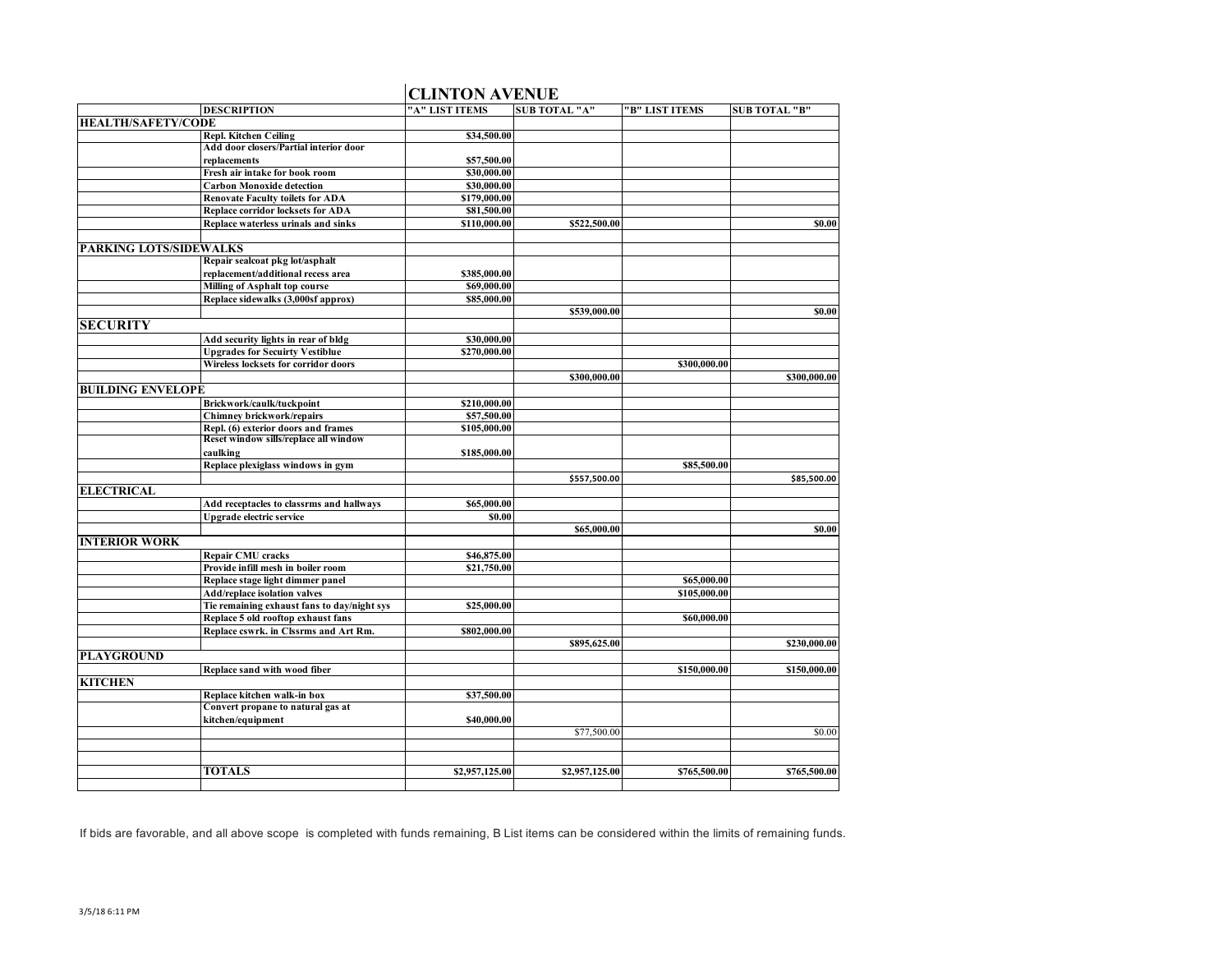# CLINTON AVENUE

| | DESCRIPTION | "A" LIST ITEMS | SUB TOTAL "A" | "B" LIST ITEMS | SUB TOTAL "B" |
|---|---|---|---|---|---|
| **HEALTH/SAFETY/CODE** | | | | | |
| | Repl. Kitchen Ceiling | $34,500.00 | | | |
| | Add door closers/Partial interior door replacements | $57,500.00 | | | |
| | Fresh air intake for book room | $30,000.00 | | | |
| | Carbon Monoxide detection | $30,000.00 | | | |
| | Renovate Faculty toilets for ADA | $179,000.00 | | | |
| | Replace corridor locksets for ADA | $81,500.00 | | | |
| | Replace waterless urinals and sinks | $110,000.00 | $522,500.00 | | $0.00 |
| | | | | | |
| **PARKING LOTS/SIDEWALKS** | | | | | |
| | Repair sealcoat pkg lot/asphalt replacement/additional recess area | $385,000.00 | | | |
| | Milling of Asphalt top course | $69,000.00 | | | |
| | Replace sidewalks (3,000sf approx) | $85,000.00 | | | |
| | | | $539,000.00 | | $0.00 |
| **SECURITY** | | | | | |
| | Add security lights in rear of bldg | $30,000.00 | | | |
| | Upgrades for Secuirty Vestiblue | $270,000.00 | | | |
| | Wireless locksets for corridor doors | | | $300,000.00 | |
| | | | $300,000.00 | | $300,000.00 |
| **BUILDING ENVELOPE** | | | | | |
| | Brickwork/caulk/tuckpoint | $210,000.00 | | | |
| | Chimney brickwork/repairs | $57,500.00 | | | |
| | Repl. (6) exterior doors and frames | $105,000.00 | | | |
| | Reset window sills/replace all window caulking | $185,000.00 | | | |
| | Replace plexiglass windows in gym | | | $85,500.00 | |
| | | | $557,500.00 | | $85,500.00 |
| **ELECTRICAL** | | | | | |
| | Add receptacles to classrms and hallways | $65,000.00 | | | |
| | Upgrade electric service | $0.00 | | | |
| | | | $65,000.00 | | $0.00 |
| **INTERIOR WORK** | | | | | |
| | Repair CMU cracks | $46,875.00 | | | |
| | Provide infill mesh in boiler room | $21,750.00 | | | |
| | Replace stage light dimmer panel | | | $65,000.00 | |
| | Add/replace isolation valves | | | $105,000.00 | |
| | Tie remaining exhaust fans to day/night sys | $25,000.00 | | | |
| | Replace 5 old rooftop exhaust fans | | | $60,000.00 | |
| | Replace cswrk. in Clssrms and Art Rm. | $802,000.00 | | | |
| | | | $895,625.00 | | $230,000.00 |
| **PLAYGROUND** | | | | | |
| | Replace sand with wood fiber | | | $150,000.00 | $150,000.00 |
| **KITCHEN** | | | | | |
| | Replace kitchen walk-in box | $37,500.00 | | | |
| | Convert propane to natural gas at kitchen/equipment | $40,000.00 | | | |
| | | | $77,500.00 | | $0.00 |
| | | | | | |
| | | | | | |
| | **TOTALS** | $2,957,125.00 | $2,957,125.00 | $765,500.00 | $765,500.00 |

If bids are favorable, and all above scope is completed with funds remaining, B List items can be considered within the limits of remaining funds.

3/5/18 6:11 PM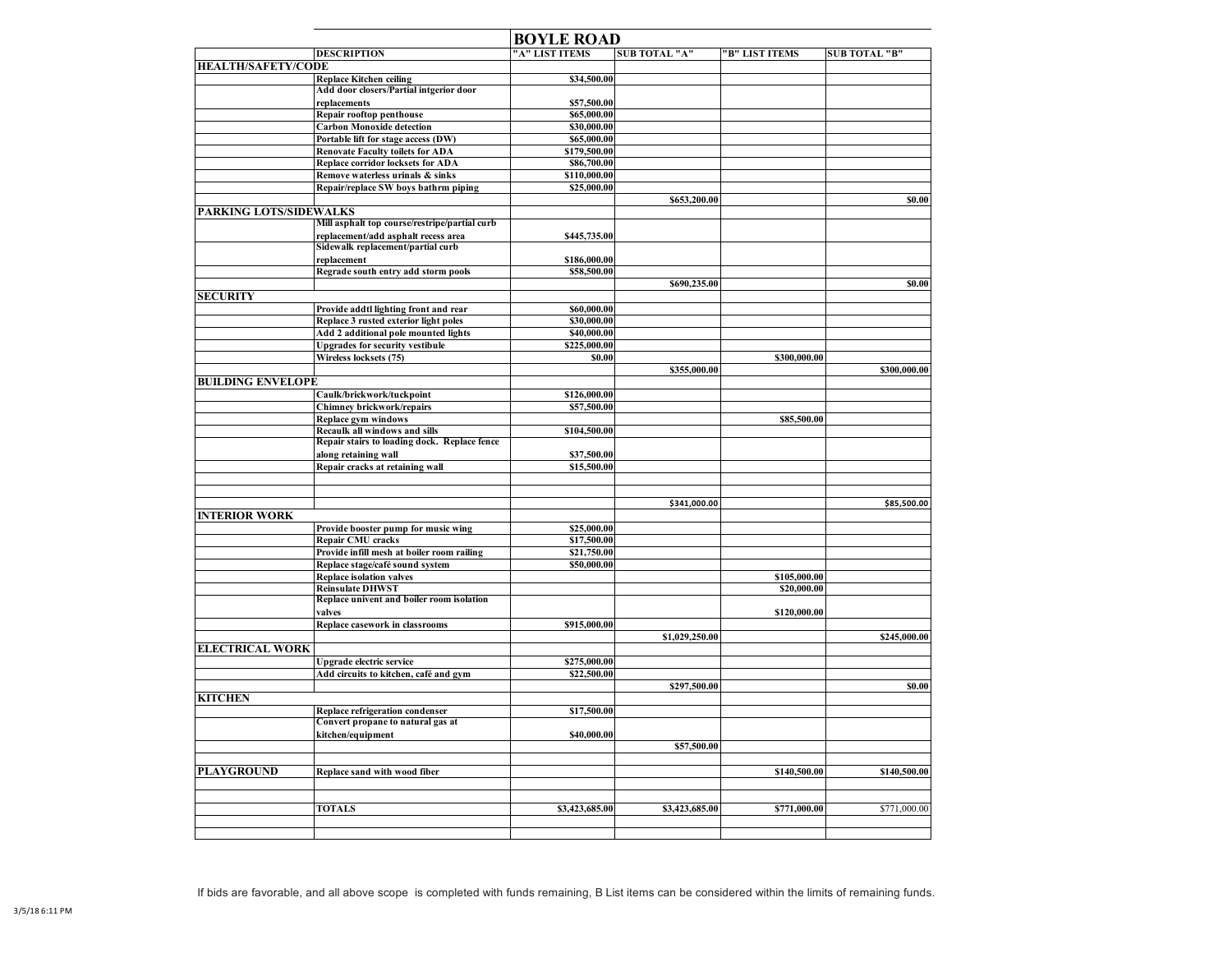| | BOYLE ROAD | | | | |
|---|---|---|---|---|---|
| | DESCRIPTION | "A" LIST ITEMS | SUB TOTAL "A" | "B" LIST ITEMS | SUB TOTAL "B" |
| HEALTH/SAFETY/CODE | | | | | |
| | Replace Kitchen ceiling | $34,500.00 | | | |
| | Add door closers/Partial intgerior door replacements | $57,500.00 | | | |
| | Repair rooftop penthouse | $65,000.00 | | | |
| | Carbon Monoxide detection | $30,000.00 | | | |
| | Portable lift for stage access (DW) | $65,000.00 | | | |
| | Renovate Faculty toilets for ADA | $179,500.00 | | | |
| | Replace corridor locksets for ADA | $86,700.00 | | | |
| | Remove waterless urinals & sinks | $110,000.00 | | | |
| | Repair/replace SW boys bathrm piping | $25,000.00 | | | |
| | | | $653,200.00 | | $0.00 |
| PARKING LOTS/SIDEWALKS | | | | | |
| | Mill asphalt top course/restripe/partial curb replacement/add asphalt recess area | $445,735.00 | | | |
| | Sidewalk replacement/partial curb replacement | $186,000.00 | | | |
| | Regrade south entry add storm pools | $58,500.00 | | | |
| | | | $690,235.00 | | $0.00 |
| SECURITY | | | | | |
| | Provide addtl lighting front and rear | $60,000.00 | | | |
| | Replace 3 rusted exterior light poles | $30,000.00 | | | |
| | Add 2 additional pole mounted lights | $40,000.00 | | | |
| | Upgrades for security vestibule | $225,000.00 | | | |
| | Wireless locksets (75) | $0.00 | | $300,000.00 | |
| | | | $355,000.00 | | $300,000.00 |
| BUILDING ENVELOPE | | | | | |
| | Caulk/brickwork/tuckpoint | $126,000.00 | | | |
| | Chimney brickwork/repairs | $57,500.00 | | | |
| | Replace gym windows | | | $85,500.00 | |
| | Recaulk all windows and sills | $104,500.00 | | | |
| | Repair stairs to loading dock. Replace fence along retaining wall | $37,500.00 | | | |
| | Repair cracks at retaining wall | $15,500.00 | | | |
| | | | | | |
| | | | | | |
| | | | $341,000.00 | | $85,500.00 |
| INTERIOR WORK | | | | | |
| | Provide booster pump for music wing | $25,000.00 | | | |
| | Repair CMU cracks | $17,500.00 | | | |
| | Provide infill mesh at boiler room railing | $21,750.00 | | | |
| | Replace stage/café sound system | $50,000.00 | | | |
| | Replace isolation valves | | | $105,000.00 | |
| | Reinsulate DHWST | | | $20,000.00 | |
| | Replace univent and boiler room isolation valves | | | $120,000.00 | |
| | Replace casework in classrooms | $915,000.00 | | | |
| | | | $1,029,250.00 | | $245,000.00 |
| ELECTRICAL WORK | | | | | |
| | Upgrade electric service | $275,000.00 | | | |
| | Add circuits to kitchen, café and gym | $22,500.00 | | | |
| | | | $297,500.00 | | $0.00 |
| KITCHEN | | | | | |
| | Replace refrigeration condenser | $17,500.00 | | | |
| | Convert propane to natural gas at kitchen/equipment | $40,000.00 | | | |
| | | | $57,500.00 | | |
| | | | | | |
| PLAYGROUND | Replace sand with wood fiber | | | $140,500.00 | $140,500.00 |
| | | | | | |
| | | | | | |
| | TOTALS | $3,423,685.00 | $3,423,685.00 | $771,000.00 | $771,000.00 |
| | | | | | |
| | | | | | |

If bids are favorable, and all above scope is completed with funds remaining, B List items can be considered within the limits of remaining funds.

3/5/18 6:11 PM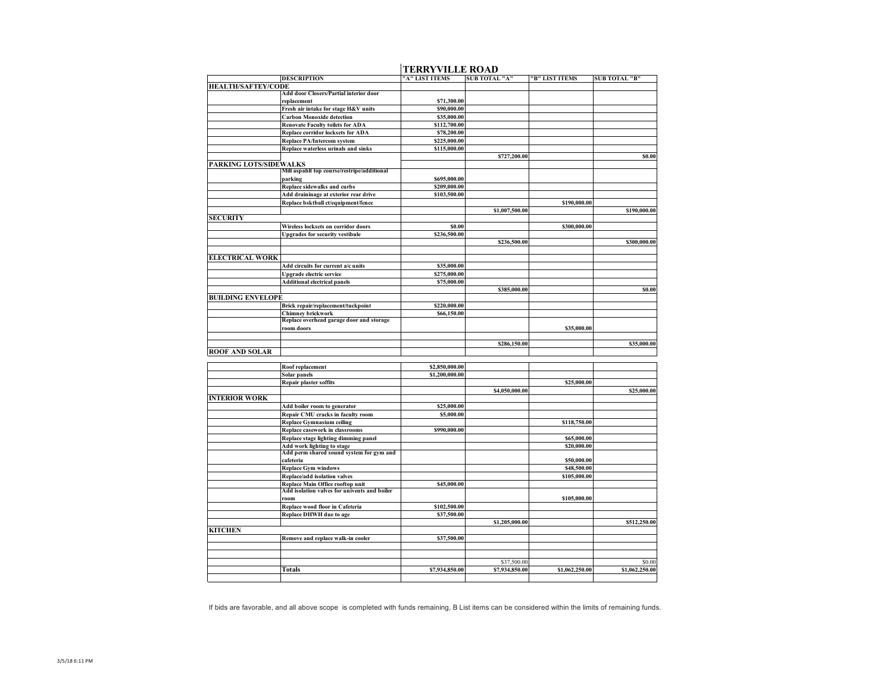## TERRYVILLE ROAD

| | DESCRIPTION | "A" LIST ITEMS | SUB TOTAL "A" | "B" LIST ITEMS | SUB TOTAL "B" |
|---|---|---|---|---|---|
| **HEALTH/SAFTEY/CODE** | | | | | |
| | Add door Closers/Partial interior door replacement | $71,300.00 | | | |
| | Fresh air intake for stage H&V units | $90,000.00 | | | |
| | Carbon Monoxide detection | $35,000.00 | | | |
| | Renovate Faculty toilets for ADA | $112,700.00 | | | |
| | Replace corridor locksets for ADA | $78,200.00 | | | |
| | Replace PA/Intercom system | $225,000.00 | | | |
| | Replace waterless urinals and sinks | $115,000.00 | | | |
| | | | $727,200.00 | | $0.00 |
| **PARKING LOTS/SIDEWALKS** | | | | | |
| | Mill aspahlt top course/restripe/additional parking | $695,000.00 | | | |
| | Replace sidewalks and curbs | $209,000.00 | | | |
| | Add draininage at exterior rear drive | $103,500.00 | | | |
| | Replace bsktball ct/equipment/fence | | | $190,000.00 | |
| | | | $1,007,500.00 | | $190,000.00 |
| **SECURITY** | | | | | |
| | Wireless locksets on corridor doors | $0.00 | | $300,000.00 | |
| | Upgrades for security vestibule | $236,500.00 | | | |
| | | | $236,500.00 | | $300,000.00 |
| **ELECTRICAL WORK** | | | | | |
| | Add circuits for current a/c units | $35,000.00 | | | |
| | Upgrade electric service | $275,000.00 | | | |
| | Additional electrical panels | $75,000.00 | | | |
| | | | $385,000.00 | | $0.00 |
| **BUILDING ENVELOPE** | | | | | |
| | Brick repair/replacement/tuckpoint | $220,000.00 | | | |
| | Chimney brickwork | $66,150.00 | | | |
| | Replace overhead garage door and storage room doors | | | $35,000.00 | |
| | | | $286,150.00 | | $35,000.00 |
| **ROOF AND SOLAR** | | | | | |
| | Roof replacement | $2,850,000.00 | | | |
| | Solar panels | $1,200,000.00 | | | |
| | Repair plaster soffits | | | $25,000.00 | |
| | | | $4,050,000.00 | | $25,000.00 |
| **INTERIOR WORK** | | | | | |
| | Add boiler room to generator | $25,000.00 | | | |
| | Repair CMU cracks in faculty room | $5,000.00 | | | |
| | Replace Gymnasium ceiling | | | $118,750.00 | |
| | Replace casework in classrooms | $990,000.00 | | | |
| | Replace stage lighting dimming panel | | | $65,000.00 | |
| | Add work lighting to stage | | | $20,000.00 | |
| | Add perm shared sound system for gym and cafeteria | | | $50,000.00 | |
| | Replace Gym windows | | | $48,500.00 | |
| | Replace/add isolation valves | | | $105,000.00 | |
| | Replace Main Office rooftop unit | $45,000.00 | | | |
| | Add isolation valves for univents and boiler room | | | $105,000.00 | |
| | Replace wood floor in Cafeteria | $102,500.00 | | | |
| | Replace DHWH due to age | $37,500.00 | | | |
| | | | $1,205,000.00 | | $512,250.00 |
| **KITCHEN** | | | | | |
| | Remove and replace walk-in cooler | $37,500.00 | | | |
| | | | $37,500.00 | | $0.00 |
| | **Totals** | $7,934,850.00 | $7,934,850.00 | $1,062,250.00 | $1,062,250.00 |

If bids are favorable, and all above scope is completed with funds remaining, B List items can be considered within the limits of remaining funds.

3/5/18 6:11 PM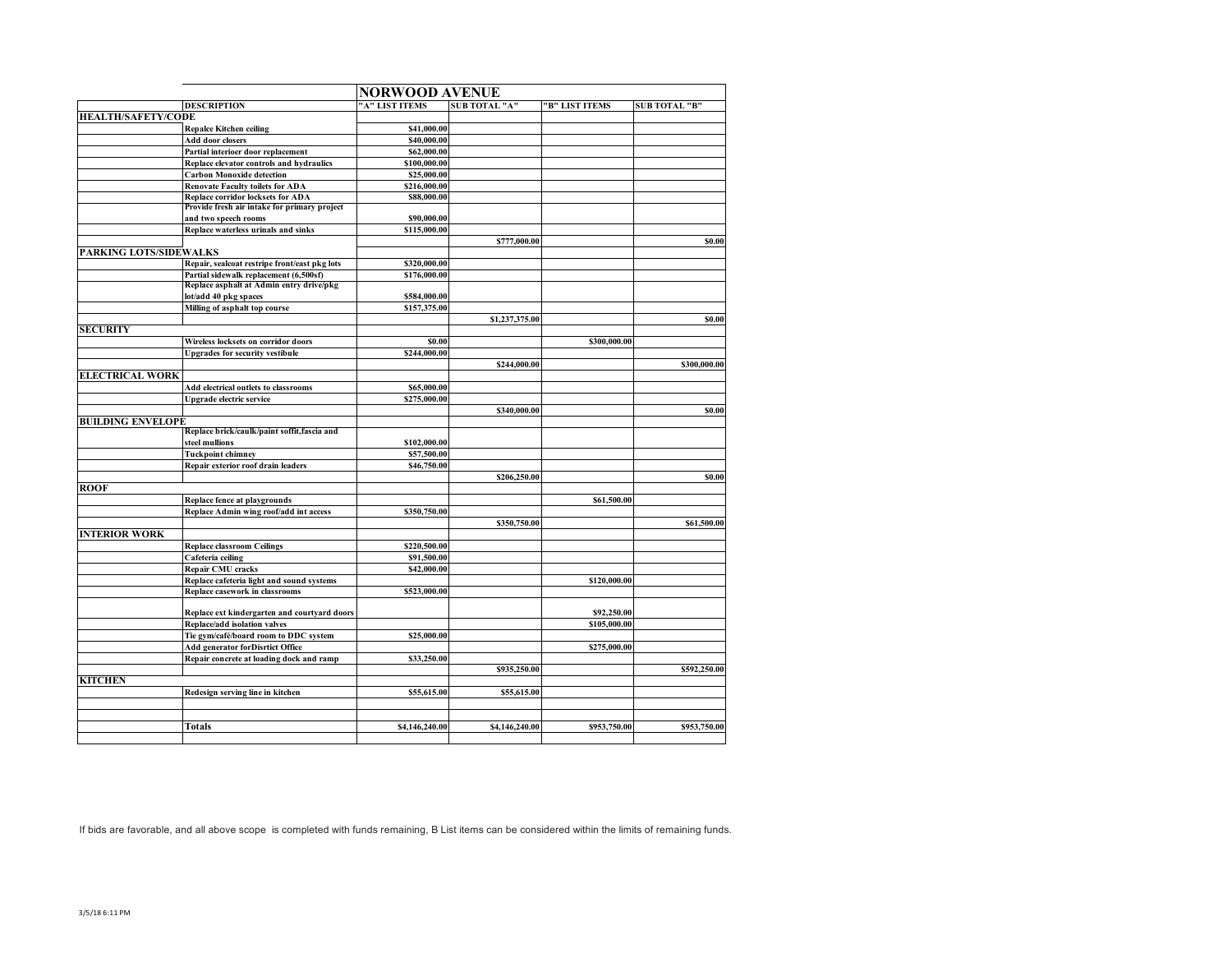| | | NORWOOD AVENUE | | | |
|---|---|---|---|---|---|
| | **DESCRIPTION** | **"A" LIST ITEMS** | **SUB TOTAL "A"** | **"B" LIST ITEMS** | **SUB TOTAL "B"** |
| **HEALTH/SAFETY/CODE** | | | | | |
| | Repalce Kitchen ceiling | $41,000.00 | | | |
| | Add door closers | $40,000.00 | | | |
| | Partial interioer door replacement | $62,000.00 | | | |
| | Replace elevator controls and hydraulics | $100,000.00 | | | |
| | Carbon Monoxide detection | $25,000.00 | | | |
| | Renovate Faculty toilets for ADA | $216,000.00 | | | |
| | Replace corridor locksets for ADA | $88,000.00 | | | |
| | Provide fresh air intake for primary project and two speech rooms | $90,000.00 | | | |
| | Replace waterless urinals and sinks | $115,000.00 | | | |
| | | | $777,000.00 | | $0.00 |
| **PARKING LOTS/SIDEWALKS** | | | | | |
| | Repair, sealcoat restripe front/east pkg lots | $320,000.00 | | | |
| | Partial sidewalk replacement (6,500sf) | $176,000.00 | | | |
| | Replace asphalt at Admin entry drive/pkg lot/add 40 pkg spaces | $584,000.00 | | | |
| | Milling of asphalt top course | $157,375.00 | | | |
| | | | $1,237,375.00 | | $0.00 |
| **SECURITY** | | | | | |
| | Wireless locksets on corridor doors | $0.00 | | $300,000.00 | |
| | Upgrades for security vestibule | $244,000.00 | | | |
| | | | $244,000.00 | | $300,000.00 |
| **ELECTRICAL WORK** | | | | | |
| | Add electrical outlets to classrooms | $65,000.00 | | | |
| | Upgrade electric service | $275,000.00 | | | |
| | | | $340,000.00 | | $0.00 |
| **BUILDING ENVELOPE** | | | | | |
| | Replace brick/caulk/paint soffit,fascia and steel mullions | $102,000.00 | | | |
| | Tuckpoint chimney | $57,500.00 | | | |
| | Repair exterior roof drain leaders | $46,750.00 | | | |
| | | | $206,250.00 | | $0.00 |
| **ROOF** | | | | | |
| | Replace fence at playgrounds | | | $61,500.00 | |
| | Replace Admin wing roof/add int access | $350,750.00 | | | |
| | | | $350,750.00 | | $61,500.00 |
| **INTERIOR WORK** | | | | | |
| | Replace classroom Ceilings | $220,500.00 | | | |
| | Cafeteria ceiling | $91,500.00 | | | |
| | Repair CMU cracks | $42,000.00 | | | |
| | Replace cafeteria light and sound systems | | | $120,000.00 | |
| | Replace casework in classrooms | $523,000.00 | | | |
| | Replace ext kindergarten and courtyard doors | | | $92,250.00 | |
| | Replace/add isolation valves | | | $105,000.00 | |
| | Tie gym/café/board room to DDC system | $25,000.00 | | | |
| | Add generator forDisrtict Office | | | $275,000.00 | |
| | Repair concrete at loading dock and ramp | $33,250.00 | | | |
| | | | $935,250.00 | | $592,250.00 |
| **KITCHEN** | | | | | |
| | Redesign serving line in kitchen | $55,615.00 | $55,615.00 | | |
| | | | | | |
| | | | | | |
| | **Totals** | $4,146,240.00 | $4,146,240.00 | $953,750.00 | $953,750.00 |
| | | | | | |

If bids are favorable, and all above scope is completed with funds remaining, B List items can be considered within the limits of remaining funds.

3/5/18 6:11 PM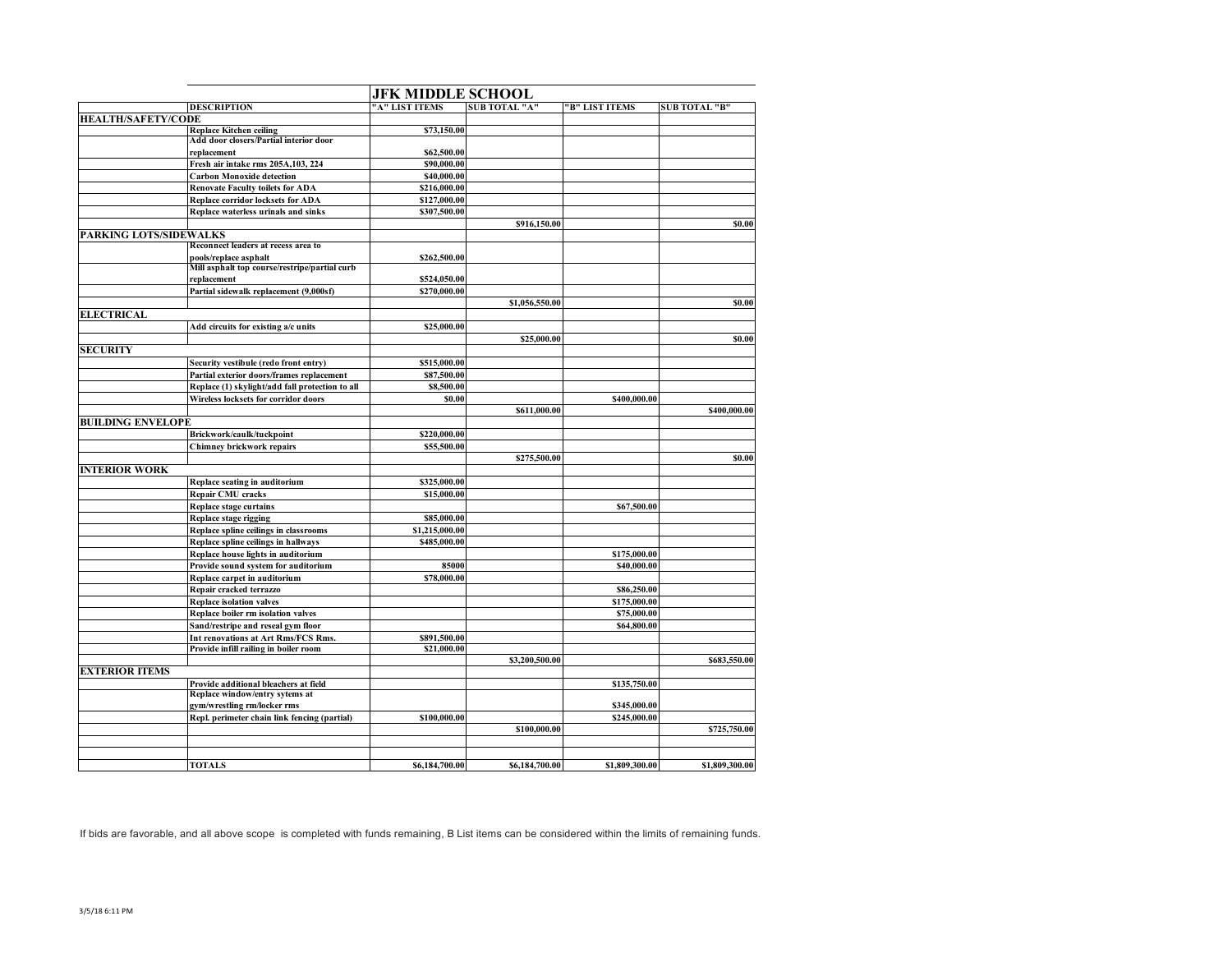# JFK MIDDLE SCHOOL

| | DESCRIPTION | "A" LIST ITEMS | SUB TOTAL "A" | "B" LIST ITEMS | SUB TOTAL "B" |
|---|---|---|---|---|---|
| HEALTH/SAFETY/CODE | | | | | |
| | Replace Kitchen ceiling | $73,150.00 | | | |
| | Add door closers/Partial interior door replacement | $62,500.00 | | | |
| | Fresh air intake rms 205A,103, 224 | $90,000.00 | | | |
| | Carbon Monoxide detection | $40,000.00 | | | |
| | Renovate Faculty toilets for ADA | $216,000.00 | | | |
| | Replace corridor locksets for ADA | $127,000.00 | | | |
| | Replace waterless urinals and sinks | $307,500.00 | | | |
| | | | $916,150.00 | | $0.00 |
| PARKING LOTS/SIDEWALKS | | | | | |
| | Reconnect leaders at recess area to pools/replace asphalt | $262,500.00 | | | |
| | Mill asphalt top course/restripe/partial curb replacement | $524,050.00 | | | |
| | Partial sidewalk replacement (9,000sf) | $270,000.00 | | | |
| | | | $1,056,550.00 | | $0.00 |
| ELECTRICAL | | | | | |
| | Add circuits for existing a/c units | $25,000.00 | | | |
| | | | $25,000.00 | | $0.00 |
| SECURITY | | | | | |
| | Security vestibule (redo front entry) | $515,000.00 | | | |
| | Partial exterior doors/frames replacement | $87,500.00 | | | |
| | Replace (1) skylight/add fall protection to all | $8,500.00 | | | |
| | Wireless locksets for corridor doors | $0.00 | | $400,000.00 | |
| | | | $611,000.00 | | $400,000.00 |
| BUILDING ENVELOPE | | | | | |
| | Brickwork/caulk/tuckpoint | $220,000.00 | | | |
| | Chimney brickwork repairs | $55,500.00 | | | |
| | | | $275,500.00 | | $0.00 |
| INTERIOR WORK | | | | | |
| | Replace seating in auditorium | $325,000.00 | | | |
| | Repair CMU cracks | $15,000.00 | | | |
| | Replace stage curtains | | | $67,500.00 | |
| | Replace stage rigging | $85,000.00 | | | |
| | Replace spline ceilings in classrooms | $1,215,000.00 | | | |
| | Replace spline ceilings in hallways | $485,000.00 | | | |
| | Replace house lights in auditorium | | | $175,000.00 | |
| | Provide sound system for auditorium | 85000 | | $40,000.00 | |
| | Replace carpet in auditorium | $78,000.00 | | | |
| | Repair cracked terrazzo | | | $86,250.00 | |
| | Replace isolation valves | | | $175,000.00 | |
| | Replace boiler rm isolation valves | | | $75,000.00 | |
| | Sand/restripe and reseal gym floor | | | $64,800.00 | |
| | Int renovations at Art Rms/FCS Rms. | $891,500.00 | | | |
| | Provide infill railing in boiler room | $21,000.00 | | | |
| | | | $3,200,500.00 | | $683,550.00 |
| EXTERIOR ITEMS | | | | | |
| | Provide additional bleachers at field | | | $135,750.00 | |
| | Replace window/entry sytems at gym/wrestling rm/locker rms | | | $345,000.00 | |
| | Repl. perimeter chain link fencing (partial) | $100,000.00 | | $245,000.00 | |
| | | | $100,000.00 | | $725,750.00 |
| | | | | | |
| | | | | | |
| | TOTALS | $6,184,700.00 | $6,184,700.00 | $1,809,300.00 | $1,809,300.00 |

If bids are favorable, and all above scope is completed with funds remaining, B List items can be considered within the limits of remaining funds.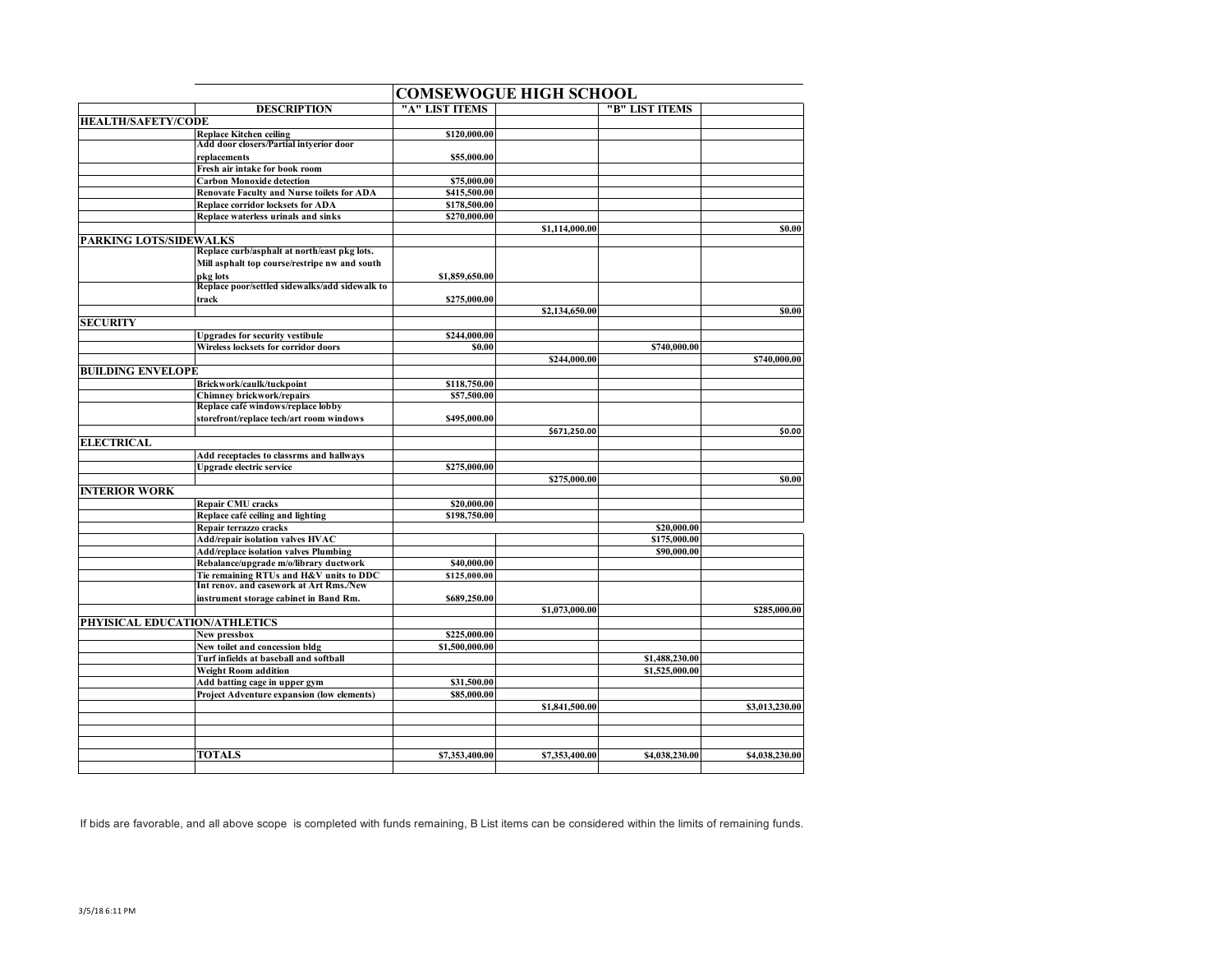| | COMSEWOGUE HIGH SCHOOL | | | | |
|---|---|---|---|---|---|
| | DESCRIPTION | "A" LIST ITEMS | | "B" LIST ITEMS | |
| HEALTH/SAFETY/CODE | | | | | |
| | Replace Kitchen ceiling | $120,000.00 | | | |
| | Add door closers/Partial intyerior door replacements | $55,000.00 | | | |
| | Fresh air intake for book room | | | | |
| | Carbon Monoxide detection | $75,000.00 | | | |
| | Renovate Faculty and Nurse toilets for ADA | $415,500.00 | | | |
| | Replace corridor locksets for ADA | $178,500.00 | | | |
| | Replace waterless urinals and sinks | $270,000.00 | | | |
| | | | $1,114,000.00 | | $0.00 |
| PARKING LOTS/SIDEWALKS | | | | | |
| | Replace curb/asphalt at north/east pkg lots. Mill asphalt top course/restripe nw and south pkg lots | $1,859,650.00 | | | |
| | Replace poor/settled sidewalks/add sidewalk to track | $275,000.00 | | | |
| | | | $2,134,650.00 | | $0.00 |
| SECURITY | | | | | |
| | Upgrades for security vestibule | $244,000.00 | | | |
| | Wireless locksets for corridor doors | $0.00 | | $740,000.00 | |
| | | | $244,000.00 | | $740,000.00 |
| BUILDING ENVELOPE | | | | | |
| | Brickwork/caulk/tuckpoint | $118,750.00 | | | |
| | Chimney brickwork/repairs | $57,500.00 | | | |
| | Replace café windows/replace lobby storefront/replace tech/art room windows | $495,000.00 | | | |
| | | | $671,250.00 | | $0.00 |
| ELECTRICAL | | | | | |
| | Add receptacles to classrms and hallways | | | | |
| | Upgrade electric service | $275,000.00 | | | |
| | | | $275,000.00 | | $0.00 |
| INTERIOR WORK | | | | | |
| | Repair CMU cracks | $20,000.00 | | | |
| | Replace café ceiling and lighting | $198,750.00 | | | |
| | Repair terrazzo cracks | | | $20,000.00 | |
| | Add/repair isolation valves HVAC | | | $175,000.00 | |
| | Add/replace isolation valves Plumbing | | | $90,000.00 | |
| | Rebalance/upgrade m/o/library ductwork | $40,000.00 | | | |
| | Tie remaining RTUs and H&V units to DDC | $125,000.00 | | | |
| | Int renov. and casework at Art Rms./New instrument storage cabinet in Band Rm. | $689,250.00 | | | |
| | | | $1,073,000.00 | | $285,000.00 |
| PHYISICAL EDUCATION/ATHLETICS | | | | | |
| | New pressbox | $225,000.00 | | | |
| | New toilet and concession bldg | $1,500,000.00 | | | |
| | Turf infields at baseball and softball | | | $1,488,230.00 | |
| | Weight Room addition | | | $1,525,000.00 | |
| | Add batting cage in upper gym | $31,500.00 | | | |
| | Project Adventure expansion (low elements) | $85,000.00 | | | |
| | | | $1,841,500.00 | | $3,013,230.00 |
| | | | | | |
| | | | | | |
| | | | | | |
| | TOTALS | $7,353,400.00 | $7,353,400.00 | $4,038,230.00 | $4,038,230.00 |

If bids are favorable, and all above scope is completed with funds remaining, B List items can be considered within the limits of remaining funds.

3/5/18 6:11 PM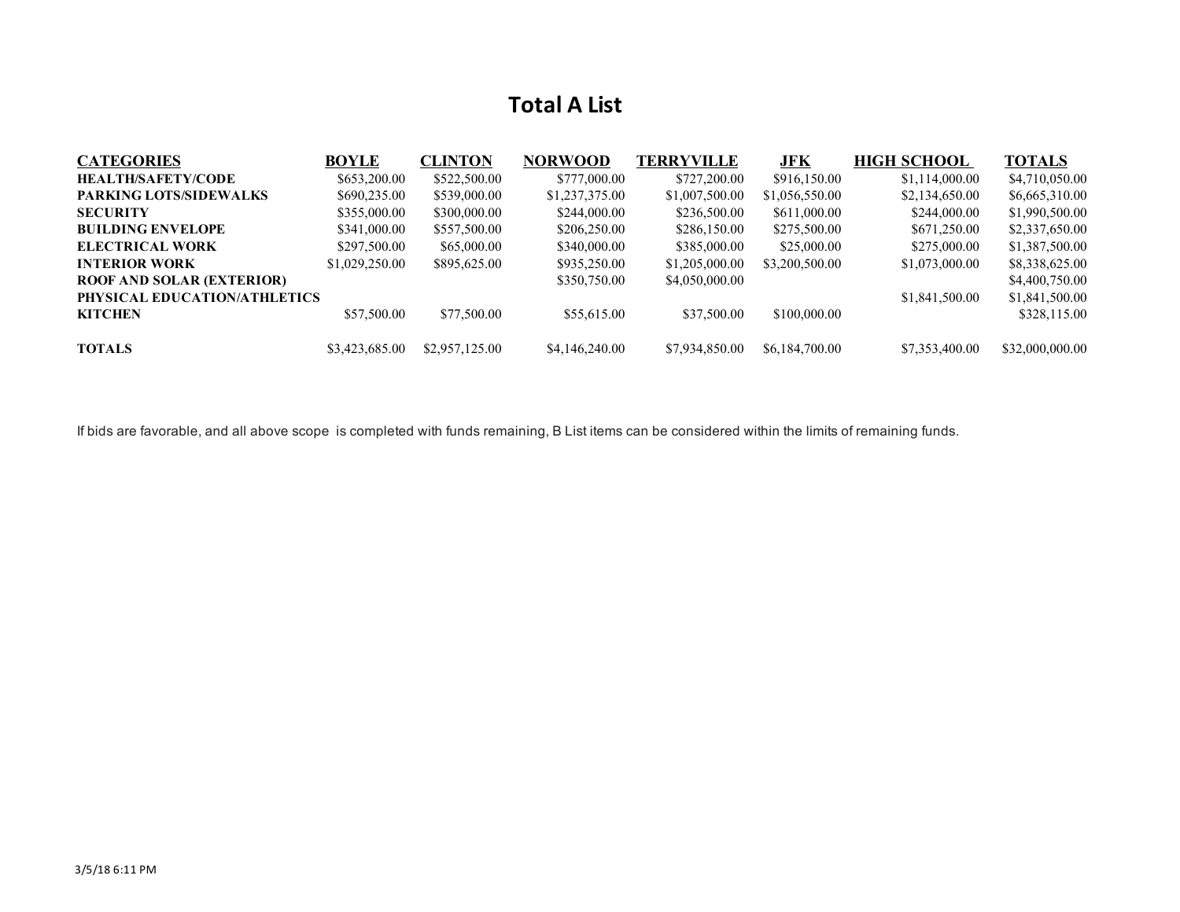# Total A List

| CATEGORIES | BOYLE | CLINTON | NORWOOD | TERRYVILLE | JFK | HIGH SCHOOL | TOTALS |
|---|---|---|---|---|---|---|---|
| HEALTH/SAFETY/CODE | $653,200.00 | $522,500.00 | $777,000.00 | $727,200.00 | $916,150.00 | $1,114,000.00 | $4,710,050.00 |
| PARKING LOTS/SIDEWALKS | $690,235.00 | $539,000.00 | $1,237,375.00 | $1,007,500.00 | $1,056,550.00 | $2,134,650.00 | $6,665,310.00 |
| SECURITY | $355,000.00 | $300,000.00 | $244,000.00 | $236,500.00 | $611,000.00 | $244,000.00 | $1,990,500.00 |
| BUILDING ENVELOPE | $341,000.00 | $557,500.00 | $206,250.00 | $286,150.00 | $275,500.00 | $671,250.00 | $2,337,650.00 |
| ELECTRICAL WORK | $297,500.00 | $65,000.00 | $340,000.00 | $385,000.00 | $25,000.00 | $275,000.00 | $1,387,500.00 |
| INTERIOR WORK | $1,029,250.00 | $895,625.00 | $935,250.00 | $1,205,000.00 | $3,200,500.00 | $1,073,000.00 | $8,338,625.00 |
| ROOF AND SOLAR (EXTERIOR) | | | $350,750.00 | $4,050,000.00 | | | $4,400,750.00 |
| PHYSICAL EDUCATION/ATHLETICS | | | | | | $1,841,500.00 | $1,841,500.00 |
| KITCHEN | $57,500.00 | $77,500.00 | $55,615.00 | $37,500.00 | $100,000.00 | | $328,115.00 |
| TOTALS | $3,423,685.00 | $2,957,125.00 | $4,146,240.00 | $7,934,850.00 | $6,184,700.00 | $7,353,400.00 | $32,000,000.00 |

If bids are favorable, and all above scope is completed with funds remaining, B List items can be considered within the limits of remaining funds.

3/5/18 6:11 PM